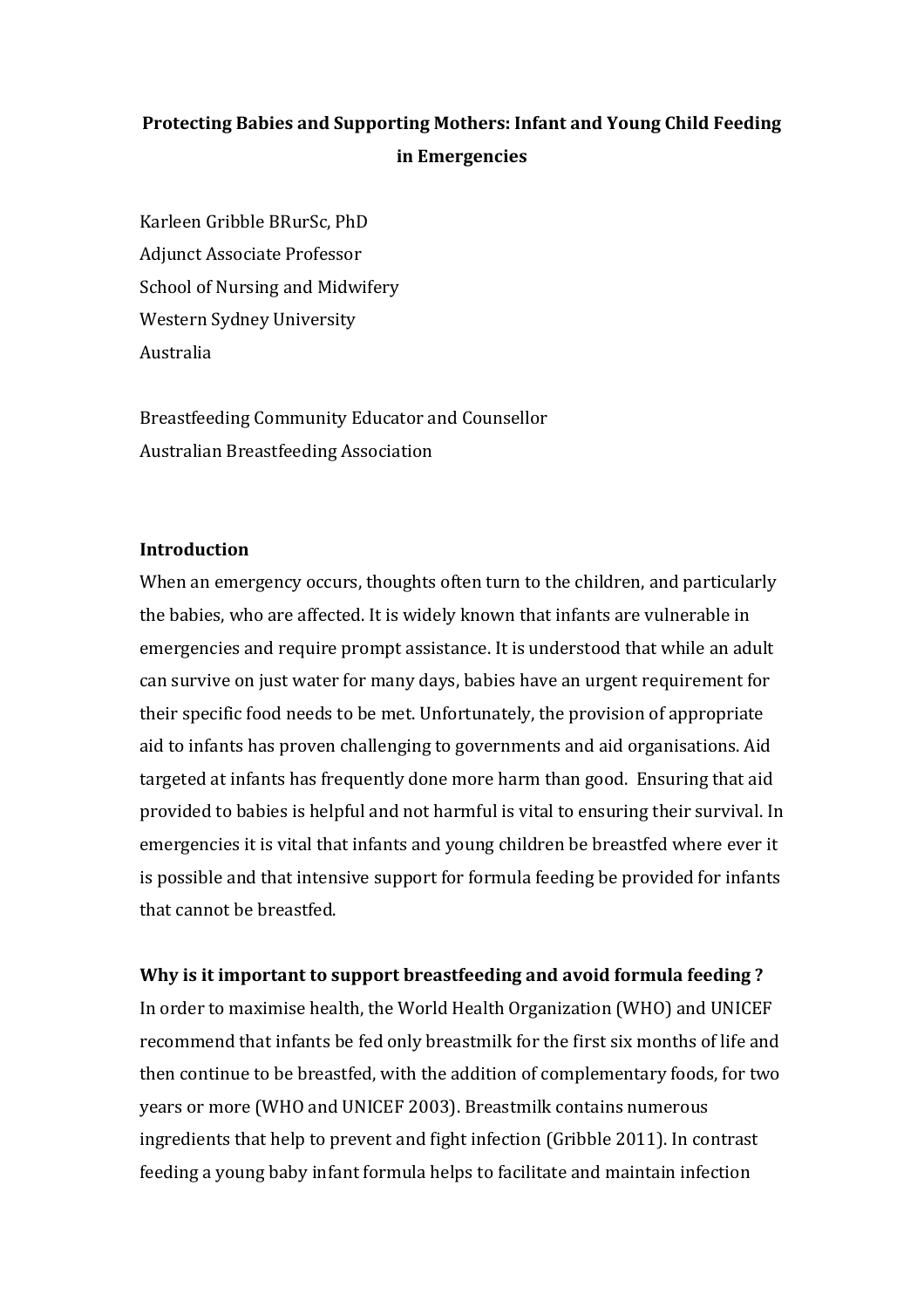# Protecting Babies and Supporting Mothers: Infant and Young Child Feeding in Emergencies

Karleen Gribble BRurSc, PhD
Adjunct Associate Professor
School of Nursing and Midwifery
Western Sydney University
Australia

Breastfeeding Community Educator and Counsellor
Australian Breastfeeding Association

## Introduction

When an emergency occurs, thoughts often turn to the children, and particularly the babies, who are affected. It is widely known that infants are vulnerable in emergencies and require prompt assistance. It is understood that while an adult can survive on just water for many days, babies have an urgent requirement for their specific food needs to be met. Unfortunately, the provision of appropriate aid to infants has proven challenging to governments and aid organisations. Aid targeted at infants has frequently done more harm than good. Ensuring that aid provided to babies is helpful and not harmful is vital to ensuring their survival. In emergencies it is vital that infants and young children be breastfed where ever it is possible and that intensive support for formula feeding be provided for infants that cannot be breastfed.

## Why is it important to support breastfeeding and avoid formula feeding ?

In order to maximise health, the World Health Organization (WHO) and UNICEF recommend that infants be fed only breastmilk for the first six months of life and then continue to be breastfed, with the addition of complementary foods, for two years or more (WHO and UNICEF 2003). Breastmilk contains numerous ingredients that help to prevent and fight infection (Gribble 2011). In contrast feeding a young baby infant formula helps to facilitate and maintain infection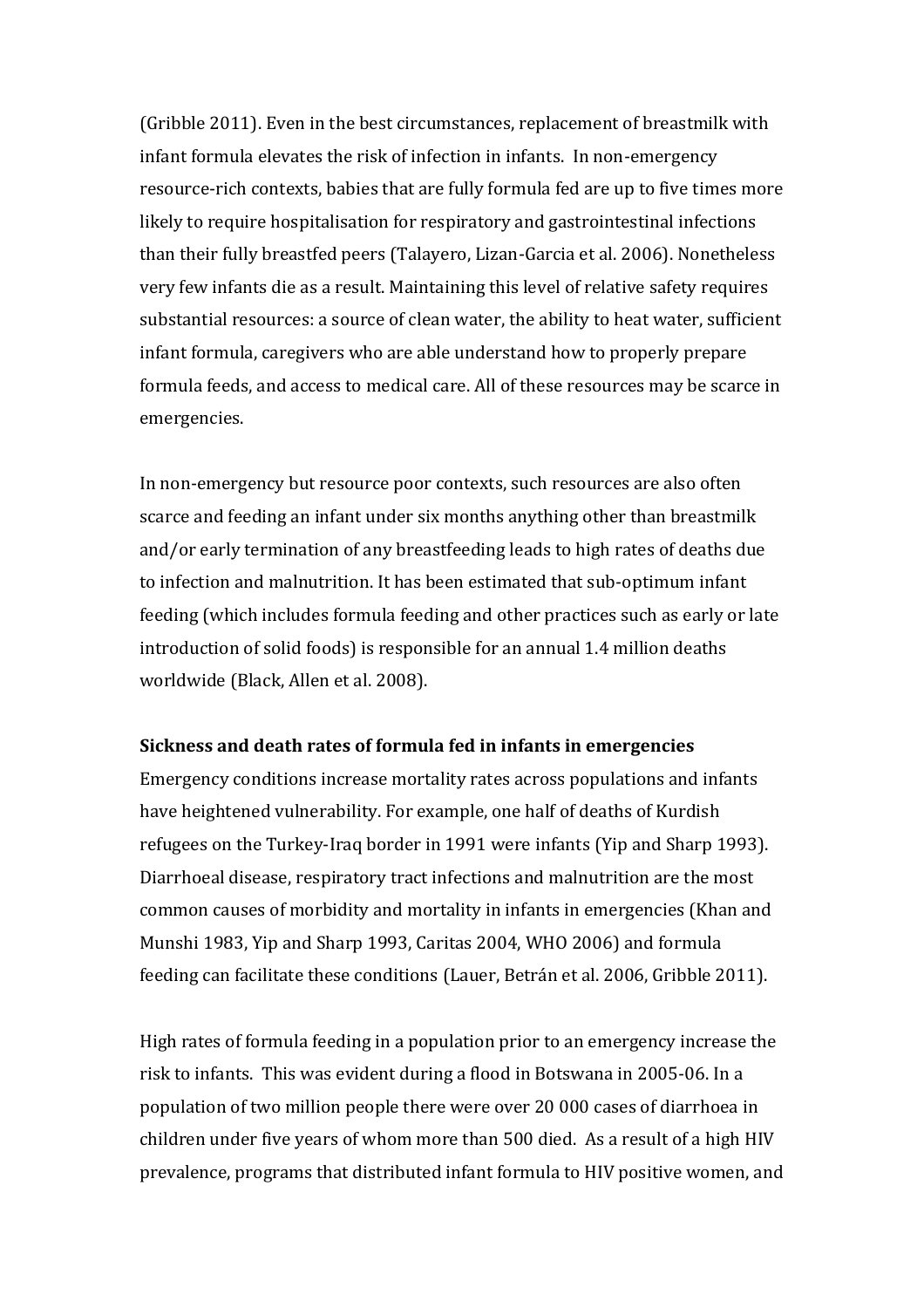(Gribble 2011). Even in the best circumstances, replacement of breastmilk with infant formula elevates the risk of infection in infants. In non-emergency resource-rich contexts, babies that are fully formula fed are up to five times more likely to require hospitalisation for respiratory and gastrointestinal infections than their fully breastfed peers (Talayero, Lizan-Garcia et al. 2006). Nonetheless very few infants die as a result. Maintaining this level of relative safety requires substantial resources: a source of clean water, the ability to heat water, sufficient infant formula, caregivers who are able understand how to properly prepare formula feeds, and access to medical care. All of these resources may be scarce in emergencies.

In non-emergency but resource poor contexts, such resources are also often scarce and feeding an infant under six months anything other than breastmilk and/or early termination of any breastfeeding leads to high rates of deaths due to infection and malnutrition. It has been estimated that sub-optimum infant feeding (which includes formula feeding and other practices such as early or late introduction of solid foods) is responsible for an annual 1.4 million deaths worldwide (Black, Allen et al. 2008).

**Sickness and death rates of formula fed in infants in emergencies**

Emergency conditions increase mortality rates across populations and infants have heightened vulnerability. For example, one half of deaths of Kurdish refugees on the Turkey-Iraq border in 1991 were infants (Yip and Sharp 1993). Diarrhoeal disease, respiratory tract infections and malnutrition are the most common causes of morbidity and mortality in infants in emergencies (Khan and Munshi 1983, Yip and Sharp 1993, Caritas 2004, WHO 2006) and formula feeding can facilitate these conditions (Lauer, Betrán et al. 2006, Gribble 2011).

High rates of formula feeding in a population prior to an emergency increase the risk to infants. This was evident during a flood in Botswana in 2005-06. In a population of two million people there were over 20 000 cases of diarrhoea in children under five years of whom more than 500 died. As a result of a high HIV prevalence, programs that distributed infant formula to HIV positive women, and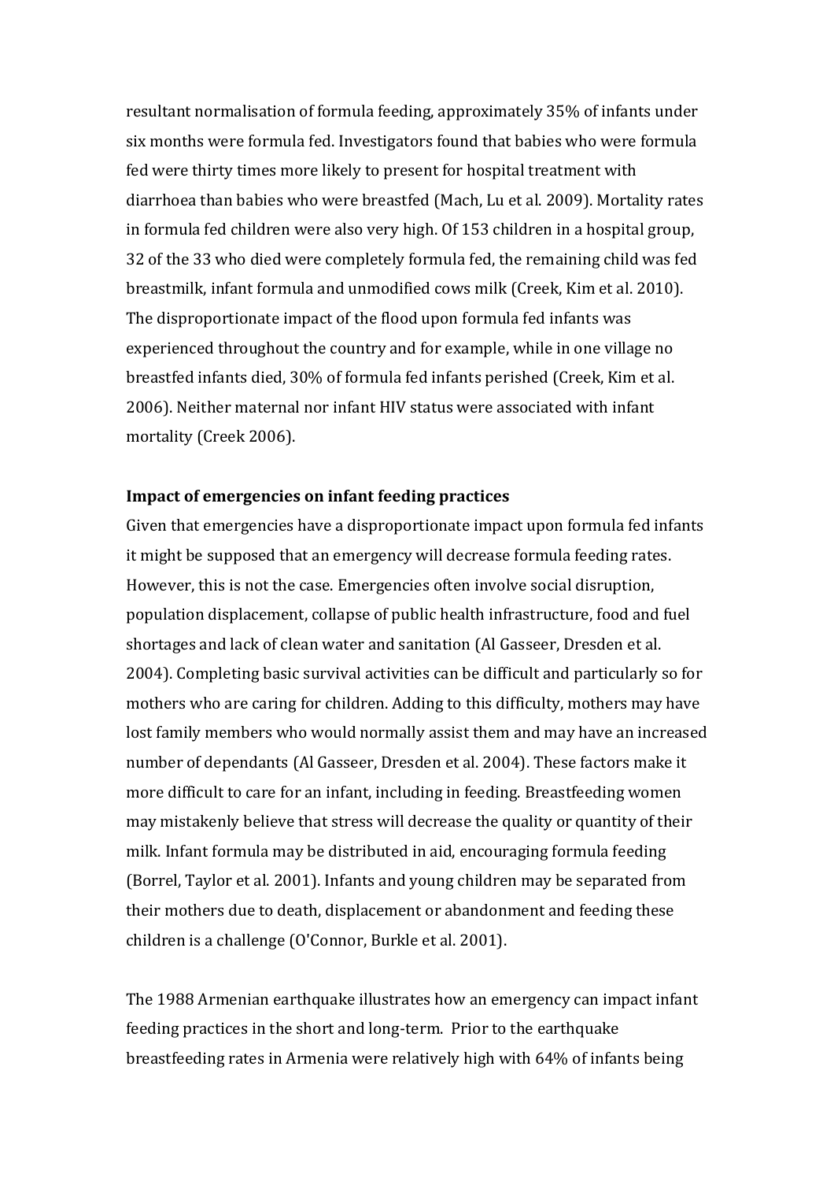resultant normalisation of formula feeding, approximately 35% of infants under six months were formula fed. Investigators found that babies who were formula fed were thirty times more likely to present for hospital treatment with diarrhoea than babies who were breastfed (Mach, Lu et al. 2009). Mortality rates in formula fed children were also very high. Of 153 children in a hospital group, 32 of the 33 who died were completely formula fed, the remaining child was fed breastmilk, infant formula and unmodified cows milk (Creek, Kim et al. 2010). The disproportionate impact of the flood upon formula fed infants was experienced throughout the country and for example, while in one village no breastfed infants died, 30% of formula fed infants perished (Creek, Kim et al. 2006). Neither maternal nor infant HIV status were associated with infant mortality (Creek 2006).

**Impact of emergencies on infant feeding practices**

Given that emergencies have a disproportionate impact upon formula fed infants it might be supposed that an emergency will decrease formula feeding rates. However, this is not the case. Emergencies often involve social disruption, population displacement, collapse of public health infrastructure, food and fuel shortages and lack of clean water and sanitation (Al Gasseer, Dresden et al. 2004). Completing basic survival activities can be difficult and particularly so for mothers who are caring for children. Adding to this difficulty, mothers may have lost family members who would normally assist them and may have an increased number of dependants (Al Gasseer, Dresden et al. 2004). These factors make it more difficult to care for an infant, including in feeding. Breastfeeding women may mistakenly believe that stress will decrease the quality or quantity of their milk. Infant formula may be distributed in aid, encouraging formula feeding (Borrel, Taylor et al. 2001). Infants and young children may be separated from their mothers due to death, displacement or abandonment and feeding these children is a challenge (O'Connor, Burkle et al. 2001).

The 1988 Armenian earthquake illustrates how an emergency can impact infant feeding practices in the short and long-term. Prior to the earthquake breastfeeding rates in Armenia were relatively high with 64% of infants being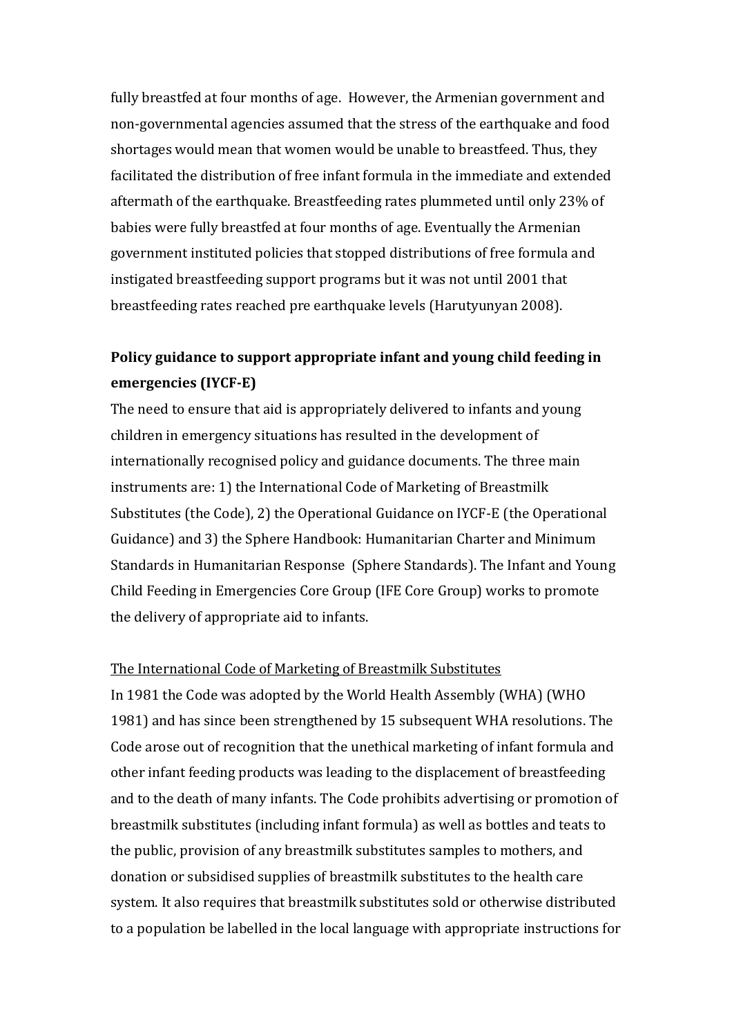fully breastfed at four months of age. However, the Armenian government and non-governmental agencies assumed that the stress of the earthquake and food shortages would mean that women would be unable to breastfeed. Thus, they facilitated the distribution of free infant formula in the immediate and extended aftermath of the earthquake. Breastfeeding rates plummeted until only 23% of babies were fully breastfed at four months of age. Eventually the Armenian government instituted policies that stopped distributions of free formula and instigated breastfeeding support programs but it was not until 2001 that breastfeeding rates reached pre earthquake levels (Harutyunyan 2008).

## Policy guidance to support appropriate infant and young child feeding in emergencies (IYCF-E)

The need to ensure that aid is appropriately delivered to infants and young children in emergency situations has resulted in the development of internationally recognised policy and guidance documents. The three main instruments are: 1) the International Code of Marketing of Breastmilk Substitutes (the Code), 2) the Operational Guidance on IYCF-E (the Operational Guidance) and 3) the Sphere Handbook: Humanitarian Charter and Minimum Standards in Humanitarian Response (Sphere Standards). The Infant and Young Child Feeding in Emergencies Core Group (IFE Core Group) works to promote the delivery of appropriate aid to infants.

### The International Code of Marketing of Breastmilk Substitutes

In 1981 the Code was adopted by the World Health Assembly (WHA) (WHO 1981) and has since been strengthened by 15 subsequent WHA resolutions. The Code arose out of recognition that the unethical marketing of infant formula and other infant feeding products was leading to the displacement of breastfeeding and to the death of many infants. The Code prohibits advertising or promotion of breastmilk substitutes (including infant formula) as well as bottles and teats to the public, provision of any breastmilk substitutes samples to mothers, and donation or subsidised supplies of breastmilk substitutes to the health care system. It also requires that breastmilk substitutes sold or otherwise distributed to a population be labelled in the local language with appropriate instructions for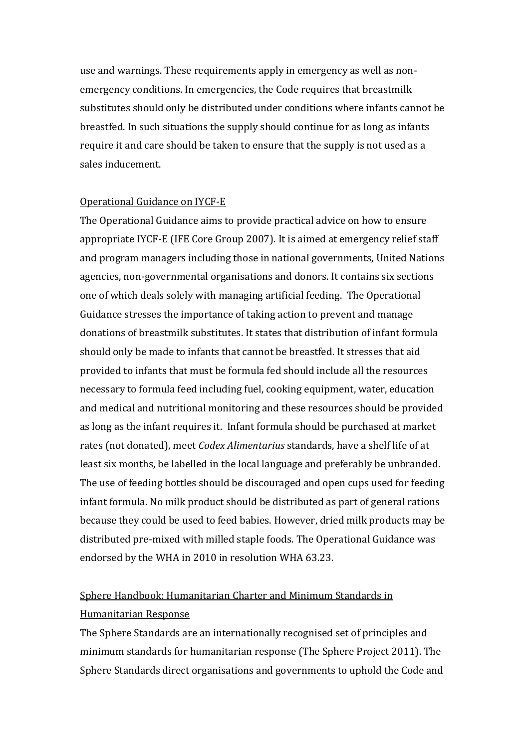use and warnings. These requirements apply in emergency as well as non-emergency conditions. In emergencies, the Code requires that breastmilk substitutes should only be distributed under conditions where infants cannot be breastfed. In such situations the supply should continue for as long as infants require it and care should be taken to ensure that the supply is not used as a sales inducement.

<u>Operational Guidance on IYCF-E</u>

The Operational Guidance aims to provide practical advice on how to ensure appropriate IYCF-E (IFE Core Group 2007). It is aimed at emergency relief staff and program managers including those in national governments, United Nations agencies, non-governmental organisations and donors. It contains six sections one of which deals solely with managing artificial feeding. The Operational Guidance stresses the importance of taking action to prevent and manage donations of breastmilk substitutes. It states that distribution of infant formula should only be made to infants that cannot be breastfed. It stresses that aid provided to infants that must be formula fed should include all the resources necessary to formula feed including fuel, cooking equipment, water, education and medical and nutritional monitoring and these resources should be provided as long as the infant requires it. Infant formula should be purchased at market rates (not donated), meet *Codex Alimentarius* standards, have a shelf life of at least six months, be labelled in the local language and preferably be unbranded. The use of feeding bottles should be discouraged and open cups used for feeding infant formula. No milk product should be distributed as part of general rations because they could be used to feed babies. However, dried milk products may be distributed pre-mixed with milled staple foods. The Operational Guidance was endorsed by the WHA in 2010 in resolution WHA 63.23.

<u>Sphere Handbook: Humanitarian Charter and Minimum Standards in Humanitarian Response</u>

The Sphere Standards are an internationally recognised set of principles and minimum standards for humanitarian response (The Sphere Project 2011). The Sphere Standards direct organisations and governments to uphold the Code and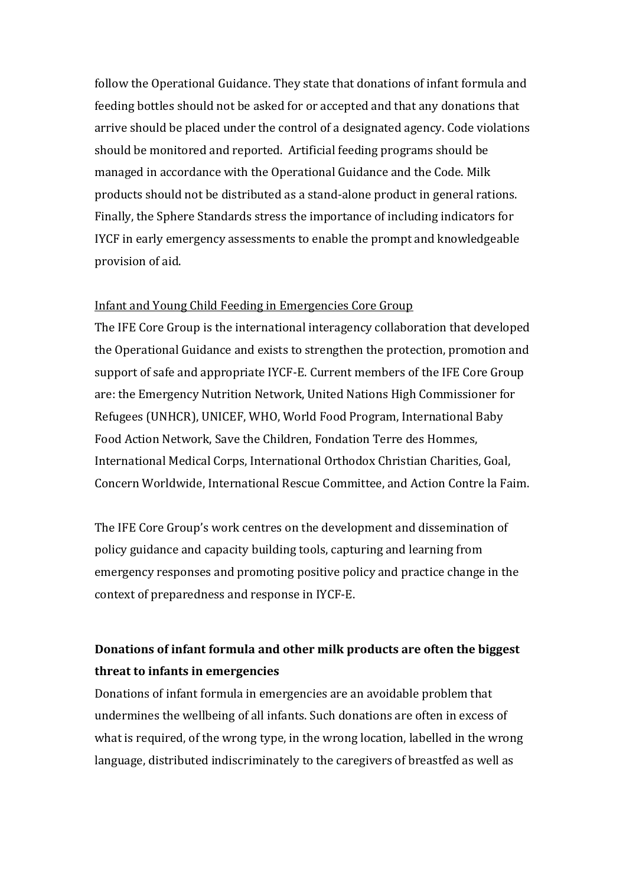follow the Operational Guidance. They state that donations of infant formula and feeding bottles should not be asked for or accepted and that any donations that arrive should be placed under the control of a designated agency. Code violations should be monitored and reported. Artificial feeding programs should be managed in accordance with the Operational Guidance and the Code. Milk products should not be distributed as a stand-alone product in general rations. Finally, the Sphere Standards stress the importance of including indicators for IYCF in early emergency assessments to enable the prompt and knowledgeable provision of aid.

Infant and Young Child Feeding in Emergencies Core Group

The IFE Core Group is the international interagency collaboration that developed the Operational Guidance and exists to strengthen the protection, promotion and support of safe and appropriate IYCF-E. Current members of the IFE Core Group are: the Emergency Nutrition Network, United Nations High Commissioner for Refugees (UNHCR), UNICEF, WHO, World Food Program, International Baby Food Action Network, Save the Children, Fondation Terre des Hommes, International Medical Corps, International Orthodox Christian Charities, Goal, Concern Worldwide, International Rescue Committee, and Action Contre la Faim.

The IFE Core Group's work centres on the development and dissemination of policy guidance and capacity building tools, capturing and learning from emergency responses and promoting positive policy and practice change in the context of preparedness and response in IYCF-E.

### Donations of infant formula and other milk products are often the biggest threat to infants in emergencies

Donations of infant formula in emergencies are an avoidable problem that undermines the wellbeing of all infants. Such donations are often in excess of what is required, of the wrong type, in the wrong location, labelled in the wrong language, distributed indiscriminately to the caregivers of breastfed as well as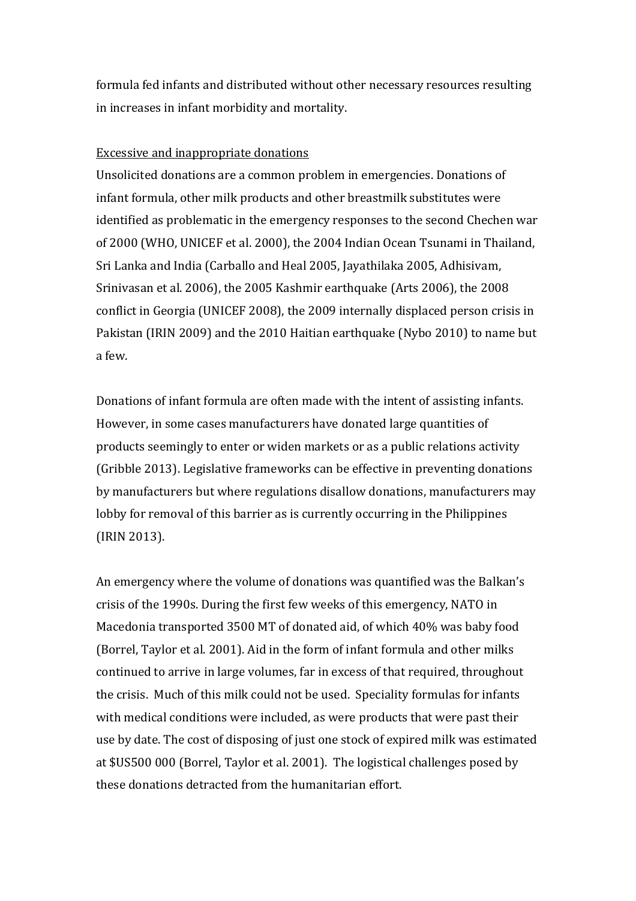formula fed infants and distributed without other necessary resources resulting in increases in infant morbidity and mortality.

Excessive and inappropriate donations

Unsolicited donations are a common problem in emergencies. Donations of infant formula, other milk products and other breastmilk substitutes were identified as problematic in the emergency responses to the second Chechen war of 2000 (WHO, UNICEF et al. 2000), the 2004 Indian Ocean Tsunami in Thailand, Sri Lanka and India (Carballo and Heal 2005, Jayathilaka 2005, Adhisivam, Srinivasan et al. 2006), the 2005 Kashmir earthquake (Arts 2006), the 2008 conflict in Georgia (UNICEF 2008), the 2009 internally displaced person crisis in Pakistan (IRIN 2009) and the 2010 Haitian earthquake (Nybo 2010) to name but a few.

Donations of infant formula are often made with the intent of assisting infants. However, in some cases manufacturers have donated large quantities of products seemingly to enter or widen markets or as a public relations activity (Gribble 2013). Legislative frameworks can be effective in preventing donations by manufacturers but where regulations disallow donations, manufacturers may lobby for removal of this barrier as is currently occurring in the Philippines (IRIN 2013).

An emergency where the volume of donations was quantified was the Balkan's crisis of the 1990s. During the first few weeks of this emergency, NATO in Macedonia transported 3500 MT of donated aid, of which 40% was baby food (Borrel, Taylor et al. 2001). Aid in the form of infant formula and other milks continued to arrive in large volumes, far in excess of that required, throughout the crisis. Much of this milk could not be used. Speciality formulas for infants with medical conditions were included, as were products that were past their use by date. The cost of disposing of just one stock of expired milk was estimated at $US500 000 (Borrel, Taylor et al. 2001). The logistical challenges posed by these donations detracted from the humanitarian effort.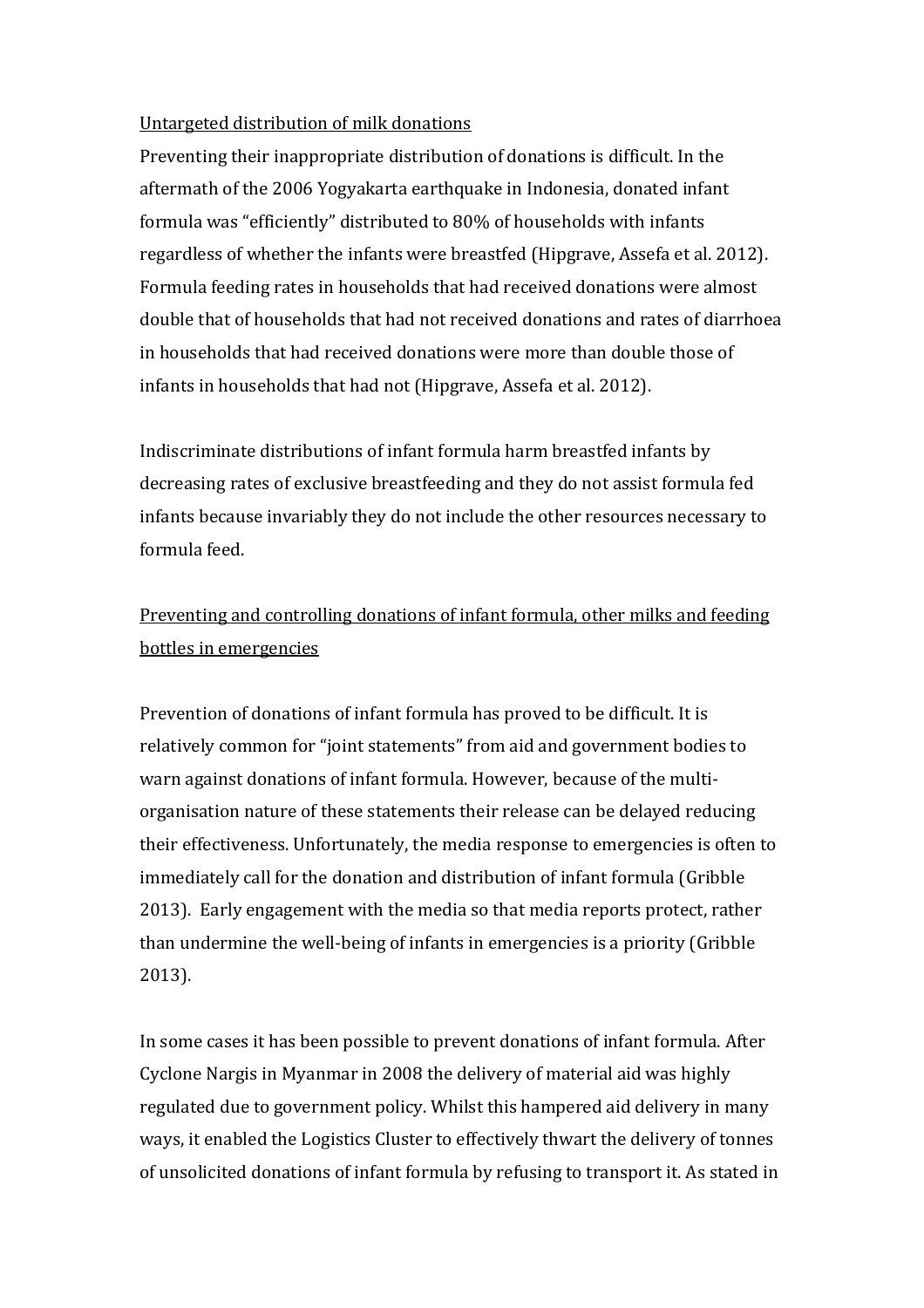Untargeted distribution of milk donations

Preventing their inappropriate distribution of donations is difficult. In the aftermath of the 2006 Yogyakarta earthquake in Indonesia, donated infant formula was "efficiently" distributed to 80% of households with infants regardless of whether the infants were breastfed (Hipgrave, Assefa et al. 2012). Formula feeding rates in households that had received donations were almost double that of households that had not received donations and rates of diarrhoea in households that had received donations were more than double those of infants in households that had not (Hipgrave, Assefa et al. 2012).

Indiscriminate distributions of infant formula harm breastfed infants by decreasing rates of exclusive breastfeeding and they do not assist formula fed infants because invariably they do not include the other resources necessary to formula feed.

Preventing and controlling donations of infant formula, other milks and feeding bottles in emergencies

Prevention of donations of infant formula has proved to be difficult. It is relatively common for "joint statements" from aid and government bodies to warn against donations of infant formula. However, because of the multi-organisation nature of these statements their release can be delayed reducing their effectiveness. Unfortunately, the media response to emergencies is often to immediately call for the donation and distribution of infant formula (Gribble 2013). Early engagement with the media so that media reports protect, rather than undermine the well-being of infants in emergencies is a priority (Gribble 2013).

In some cases it has been possible to prevent donations of infant formula. After Cyclone Nargis in Myanmar in 2008 the delivery of material aid was highly regulated due to government policy. Whilst this hampered aid delivery in many ways, it enabled the Logistics Cluster to effectively thwart the delivery of tonnes of unsolicited donations of infant formula by refusing to transport it. As stated in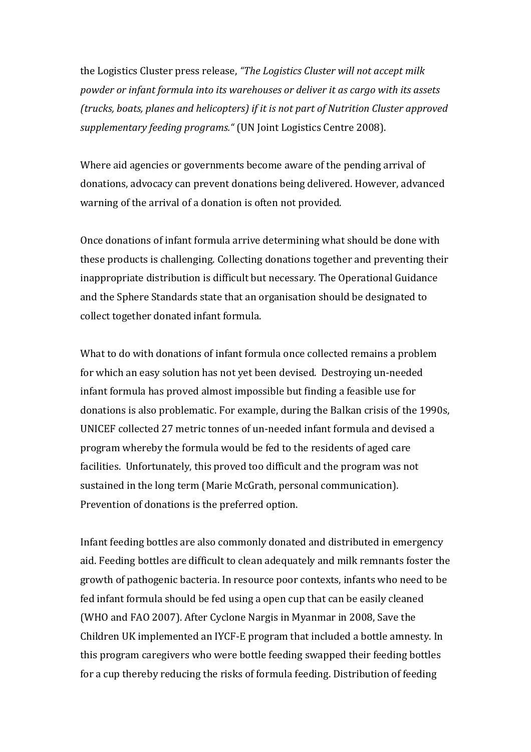the Logistics Cluster press release, *"The Logistics Cluster will not accept milk powder or infant formula into its warehouses or deliver it as cargo with its assets (trucks, boats, planes and helicopters) if it is not part of Nutrition Cluster approved supplementary feeding programs."* (UN Joint Logistics Centre 2008).

Where aid agencies or governments become aware of the pending arrival of donations, advocacy can prevent donations being delivered. However, advanced warning of the arrival of a donation is often not provided.

Once donations of infant formula arrive determining what should be done with these products is challenging. Collecting donations together and preventing their inappropriate distribution is difficult but necessary. The Operational Guidance and the Sphere Standards state that an organisation should be designated to collect together donated infant formula.

What to do with donations of infant formula once collected remains a problem for which an easy solution has not yet been devised. Destroying un-needed infant formula has proved almost impossible but finding a feasible use for donations is also problematic. For example, during the Balkan crisis of the 1990s, UNICEF collected 27 metric tonnes of un-needed infant formula and devised a program whereby the formula would be fed to the residents of aged care facilities. Unfortunately, this proved too difficult and the program was not sustained in the long term (Marie McGrath, personal communication). Prevention of donations is the preferred option.

Infant feeding bottles are also commonly donated and distributed in emergency aid. Feeding bottles are difficult to clean adequately and milk remnants foster the growth of pathogenic bacteria. In resource poor contexts, infants who need to be fed infant formula should be fed using a open cup that can be easily cleaned (WHO and FAO 2007). After Cyclone Nargis in Myanmar in 2008, Save the Children UK implemented an IYCF-E program that included a bottle amnesty. In this program caregivers who were bottle feeding swapped their feeding bottles for a cup thereby reducing the risks of formula feeding. Distribution of feeding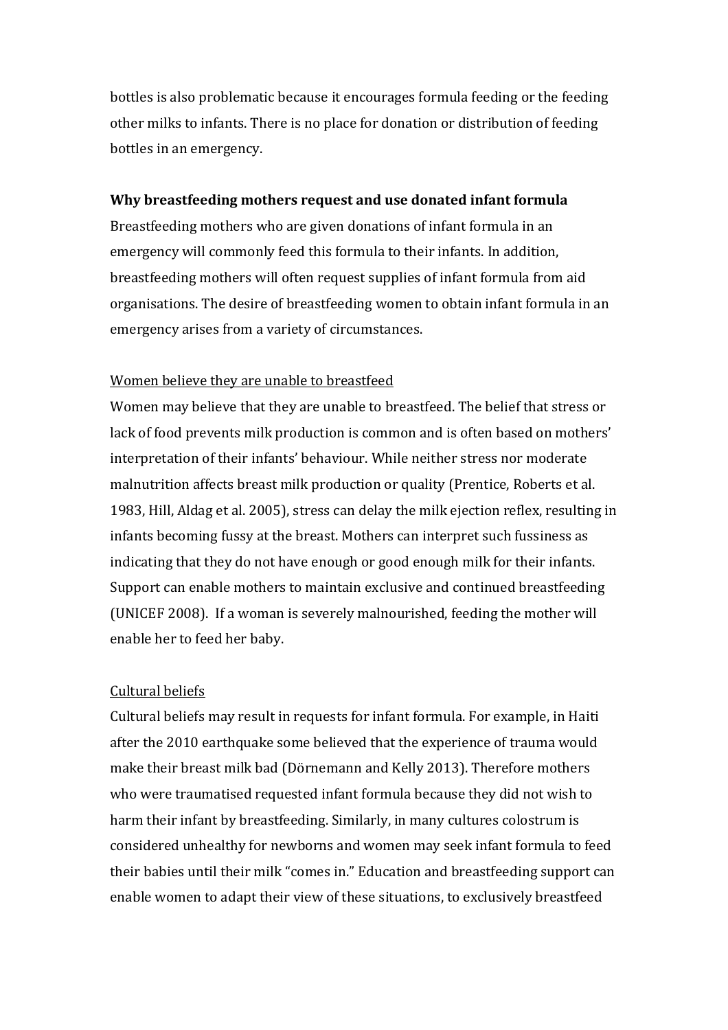bottles is also problematic because it encourages formula feeding or the feeding other milks to infants. There is no place for donation or distribution of feeding bottles in an emergency.

**Why breastfeeding mothers request and use donated infant formula**

Breastfeeding mothers who are given donations of infant formula in an emergency will commonly feed this formula to their infants. In addition, breastfeeding mothers will often request supplies of infant formula from aid organisations. The desire of breastfeeding women to obtain infant formula in an emergency arises from a variety of circumstances.

<u>Women believe they are unable to breastfeed</u>

Women may believe that they are unable to breastfeed. The belief that stress or lack of food prevents milk production is common and is often based on mothers' interpretation of their infants' behaviour. While neither stress nor moderate malnutrition affects breast milk production or quality (Prentice, Roberts et al. 1983, Hill, Aldag et al. 2005), stress can delay the milk ejection reflex, resulting in infants becoming fussy at the breast. Mothers can interpret such fussiness as indicating that they do not have enough or good enough milk for their infants. Support can enable mothers to maintain exclusive and continued breastfeeding (UNICEF 2008). If a woman is severely malnourished, feeding the mother will enable her to feed her baby.

<u>Cultural beliefs</u>

Cultural beliefs may result in requests for infant formula. For example, in Haiti after the 2010 earthquake some believed that the experience of trauma would make their breast milk bad (Dörnemann and Kelly 2013). Therefore mothers who were traumatised requested infant formula because they did not wish to harm their infant by breastfeeding. Similarly, in many cultures colostrum is considered unhealthy for newborns and women may seek infant formula to feed their babies until their milk "comes in." Education and breastfeeding support can enable women to adapt their view of these situations, to exclusively breastfeed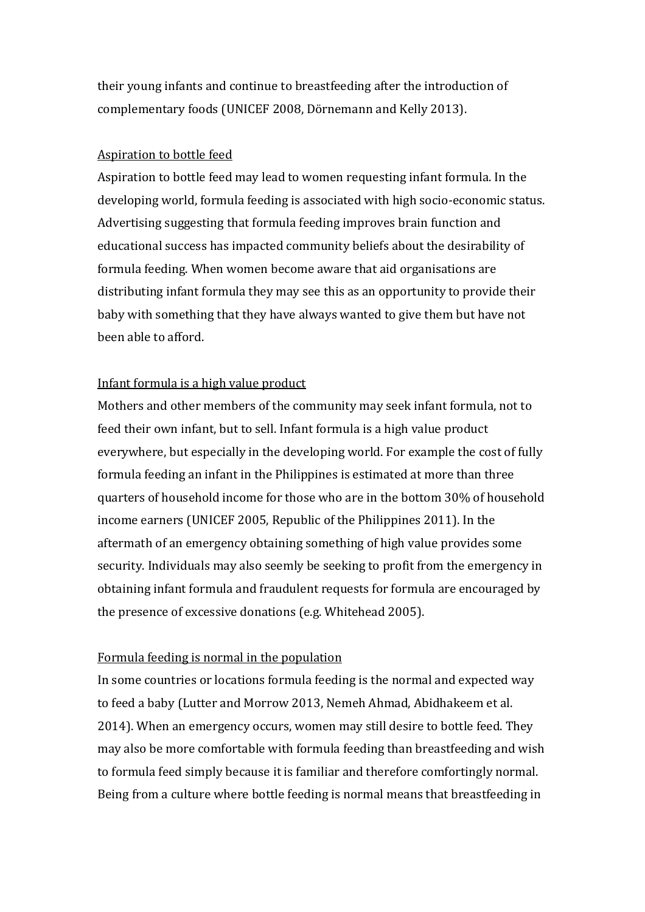their young infants and continue to breastfeeding after the introduction of complementary foods (UNICEF 2008, Dörnemann and Kelly 2013).

<u>Aspiration to bottle feed</u>

Aspiration to bottle feed may lead to women requesting infant formula. In the developing world, formula feeding is associated with high socio-economic status. Advertising suggesting that formula feeding improves brain function and educational success has impacted community beliefs about the desirability of formula feeding. When women become aware that aid organisations are distributing infant formula they may see this as an opportunity to provide their baby with something that they have always wanted to give them but have not been able to afford.

<u>Infant formula is a high value product</u>

Mothers and other members of the community may seek infant formula, not to feed their own infant, but to sell. Infant formula is a high value product everywhere, but especially in the developing world. For example the cost of fully formula feeding an infant in the Philippines is estimated at more than three quarters of household income for those who are in the bottom 30% of household income earners (UNICEF 2005, Republic of the Philippines 2011). In the aftermath of an emergency obtaining something of high value provides some security. Individuals may also seemly be seeking to profit from the emergency in obtaining infant formula and fraudulent requests for formula are encouraged by the presence of excessive donations (e.g. Whitehead 2005).

<u>Formula feeding is normal in the population</u>

In some countries or locations formula feeding is the normal and expected way to feed a baby (Lutter and Morrow 2013, Nemeh Ahmad, Abidhakeem et al. 2014). When an emergency occurs, women may still desire to bottle feed. They may also be more comfortable with formula feeding than breastfeeding and wish to formula feed simply because it is familiar and therefore comfortingly normal. Being from a culture where bottle feeding is normal means that breastfeeding in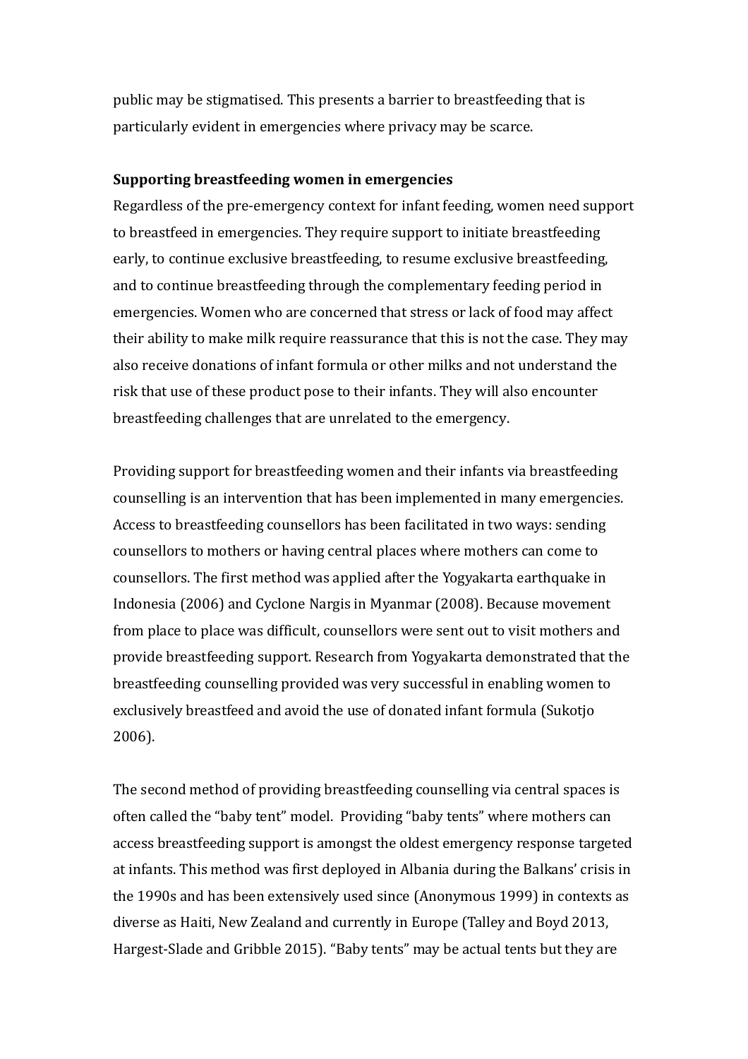public may be stigmatised. This presents a barrier to breastfeeding that is particularly evident in emergencies where privacy may be scarce.

**Supporting breastfeeding women in emergencies**

Regardless of the pre-emergency context for infant feeding, women need support to breastfeed in emergencies. They require support to initiate breastfeeding early, to continue exclusive breastfeeding, to resume exclusive breastfeeding, and to continue breastfeeding through the complementary feeding period in emergencies. Women who are concerned that stress or lack of food may affect their ability to make milk require reassurance that this is not the case. They may also receive donations of infant formula or other milks and not understand the risk that use of these product pose to their infants. They will also encounter breastfeeding challenges that are unrelated to the emergency.

Providing support for breastfeeding women and their infants via breastfeeding counselling is an intervention that has been implemented in many emergencies. Access to breastfeeding counsellors has been facilitated in two ways: sending counsellors to mothers or having central places where mothers can come to counsellors. The first method was applied after the Yogyakarta earthquake in Indonesia (2006) and Cyclone Nargis in Myanmar (2008). Because movement from place to place was difficult, counsellors were sent out to visit mothers and provide breastfeeding support. Research from Yogyakarta demonstrated that the breastfeeding counselling provided was very successful in enabling women to exclusively breastfeed and avoid the use of donated infant formula (Sukotjo 2006).

The second method of providing breastfeeding counselling via central spaces is often called the "baby tent" model. Providing "baby tents" where mothers can access breastfeeding support is amongst the oldest emergency response targeted at infants. This method was first deployed in Albania during the Balkans' crisis in the 1990s and has been extensively used since (Anonymous 1999) in contexts as diverse as Haiti, New Zealand and currently in Europe (Talley and Boyd 2013, Hargest-Slade and Gribble 2015). "Baby tents" may be actual tents but they are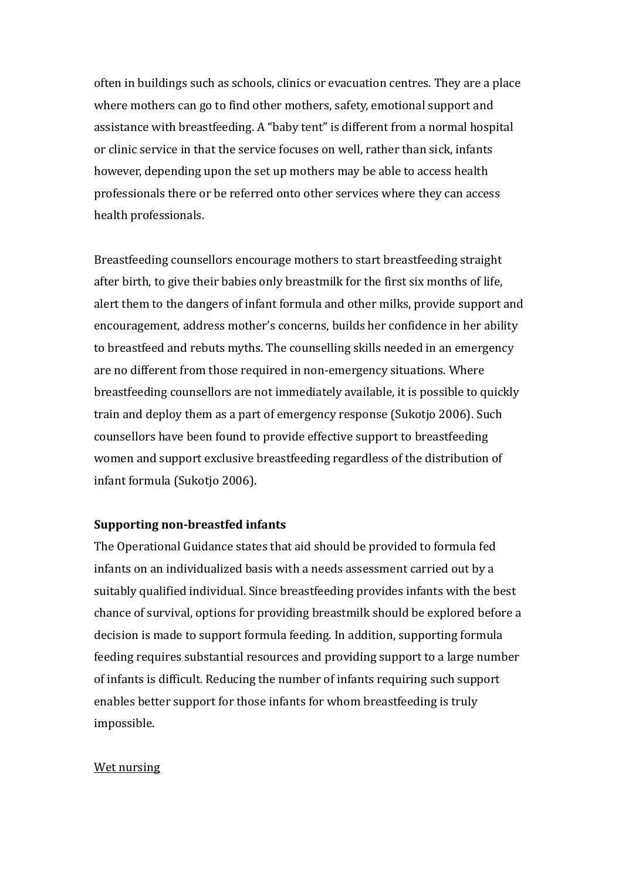often in buildings such as schools, clinics or evacuation centres. They are a place where mothers can go to find other mothers, safety, emotional support and assistance with breastfeeding. A "baby tent" is different from a normal hospital or clinic service in that the service focuses on well, rather than sick, infants however, depending upon the set up mothers may be able to access health professionals there or be referred onto other services where they can access health professionals.

Breastfeeding counsellors encourage mothers to start breastfeeding straight after birth, to give their babies only breastmilk for the first six months of life, alert them to the dangers of infant formula and other milks, provide support and encouragement, address mother's concerns, builds her confidence in her ability to breastfeed and rebuts myths. The counselling skills needed in an emergency are no different from those required in non-emergency situations. Where breastfeeding counsellors are not immediately available, it is possible to quickly train and deploy them as a part of emergency response (Sukotjo 2006). Such counsellors have been found to provide effective support to breastfeeding women and support exclusive breastfeeding regardless of the distribution of infant formula (Sukotjo 2006).

**Supporting non-breastfed infants**

The Operational Guidance states that aid should be provided to formula fed infants on an individualized basis with a needs assessment carried out by a suitably qualified individual. Since breastfeeding provides infants with the best chance of survival, options for providing breastmilk should be explored before a decision is made to support formula feeding. In addition, supporting formula feeding requires substantial resources and providing support to a large number of infants is difficult. Reducing the number of infants requiring such support enables better support for those infants for whom breastfeeding is truly impossible.

<u>Wet nursing</u>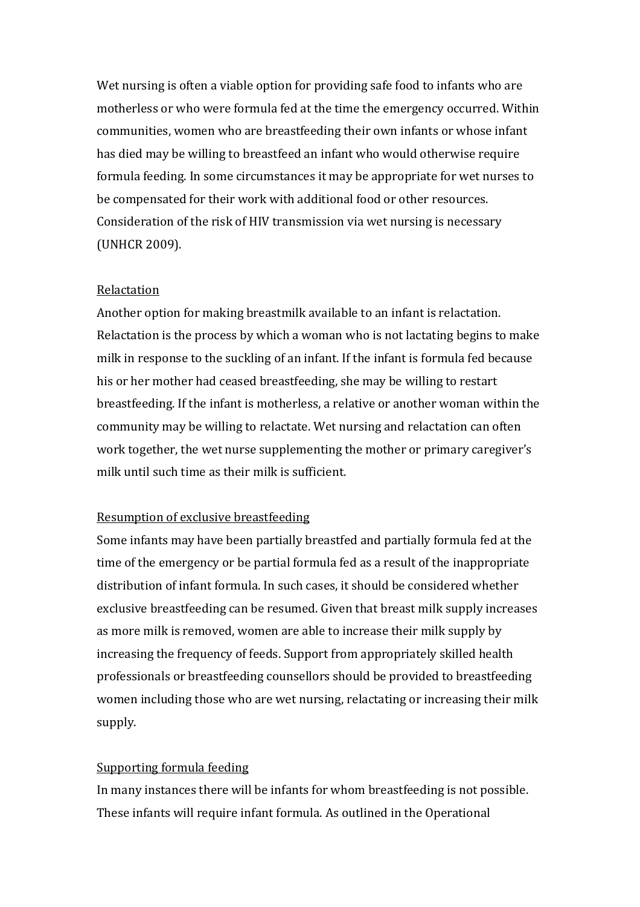Wet nursing is often a viable option for providing safe food to infants who are motherless or who were formula fed at the time the emergency occurred. Within communities, women who are breastfeeding their own infants or whose infant has died may be willing to breastfeed an infant who would otherwise require formula feeding. In some circumstances it may be appropriate for wet nurses to be compensated for their work with additional food or other resources. Consideration of the risk of HIV transmission via wet nursing is necessary (UNHCR 2009).

<u>Relactation</u>

Another option for making breastmilk available to an infant is relactation. Relactation is the process by which a woman who is not lactating begins to make milk in response to the suckling of an infant. If the infant is formula fed because his or her mother had ceased breastfeeding, she may be willing to restart breastfeeding. If the infant is motherless, a relative or another woman within the community may be willing to relactate. Wet nursing and relactation can often work together, the wet nurse supplementing the mother or primary caregiver's milk until such time as their milk is sufficient.

<u>Resumption of exclusive breastfeeding</u>

Some infants may have been partially breastfed and partially formula fed at the time of the emergency or be partial formula fed as a result of the inappropriate distribution of infant formula. In such cases, it should be considered whether exclusive breastfeeding can be resumed. Given that breast milk supply increases as more milk is removed, women are able to increase their milk supply by increasing the frequency of feeds. Support from appropriately skilled health professionals or breastfeeding counsellors should be provided to breastfeeding women including those who are wet nursing, relactating or increasing their milk supply.

<u>Supporting formula feeding</u>

In many instances there will be infants for whom breastfeeding is not possible. These infants will require infant formula. As outlined in the Operational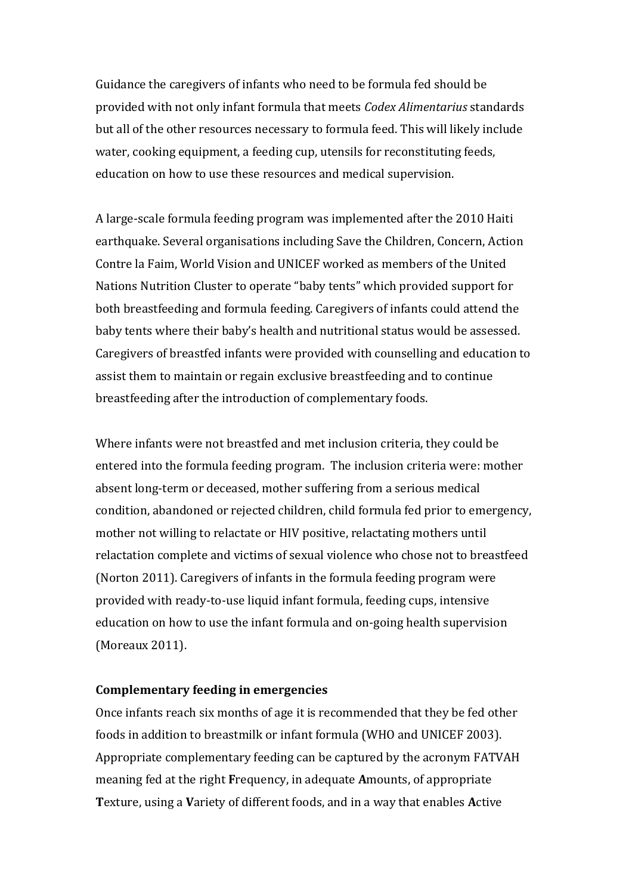Guidance the caregivers of infants who need to be formula fed should be provided with not only infant formula that meets *Codex Alimentarius* standards but all of the other resources necessary to formula feed. This will likely include water, cooking equipment, a feeding cup, utensils for reconstituting feeds, education on how to use these resources and medical supervision.

A large-scale formula feeding program was implemented after the 2010 Haiti earthquake. Several organisations including Save the Children, Concern, Action Contre la Faim, World Vision and UNICEF worked as members of the United Nations Nutrition Cluster to operate "baby tents" which provided support for both breastfeeding and formula feeding. Caregivers of infants could attend the baby tents where their baby's health and nutritional status would be assessed. Caregivers of breastfed infants were provided with counselling and education to assist them to maintain or regain exclusive breastfeeding and to continue breastfeeding after the introduction of complementary foods.

Where infants were not breastfed and met inclusion criteria, they could be entered into the formula feeding program. The inclusion criteria were: mother absent long-term or deceased, mother suffering from a serious medical condition, abandoned or rejected children, child formula fed prior to emergency, mother not willing to relactate or HIV positive, relactating mothers until relactation complete and victims of sexual violence who chose not to breastfeed (Norton 2011). Caregivers of infants in the formula feeding program were provided with ready-to-use liquid infant formula, feeding cups, intensive education on how to use the infant formula and on-going health supervision (Moreaux 2011).

**Complementary feeding in emergencies**

Once infants reach six months of age it is recommended that they be fed other foods in addition to breastmilk or infant formula (WHO and UNICEF 2003). Appropriate complementary feeding can be captured by the acronym FATVAH meaning fed at the right **F**requency, in adequate **A**mounts, of appropriate **T**exture, using a **V**ariety of different foods, and in a way that enables **A**ctive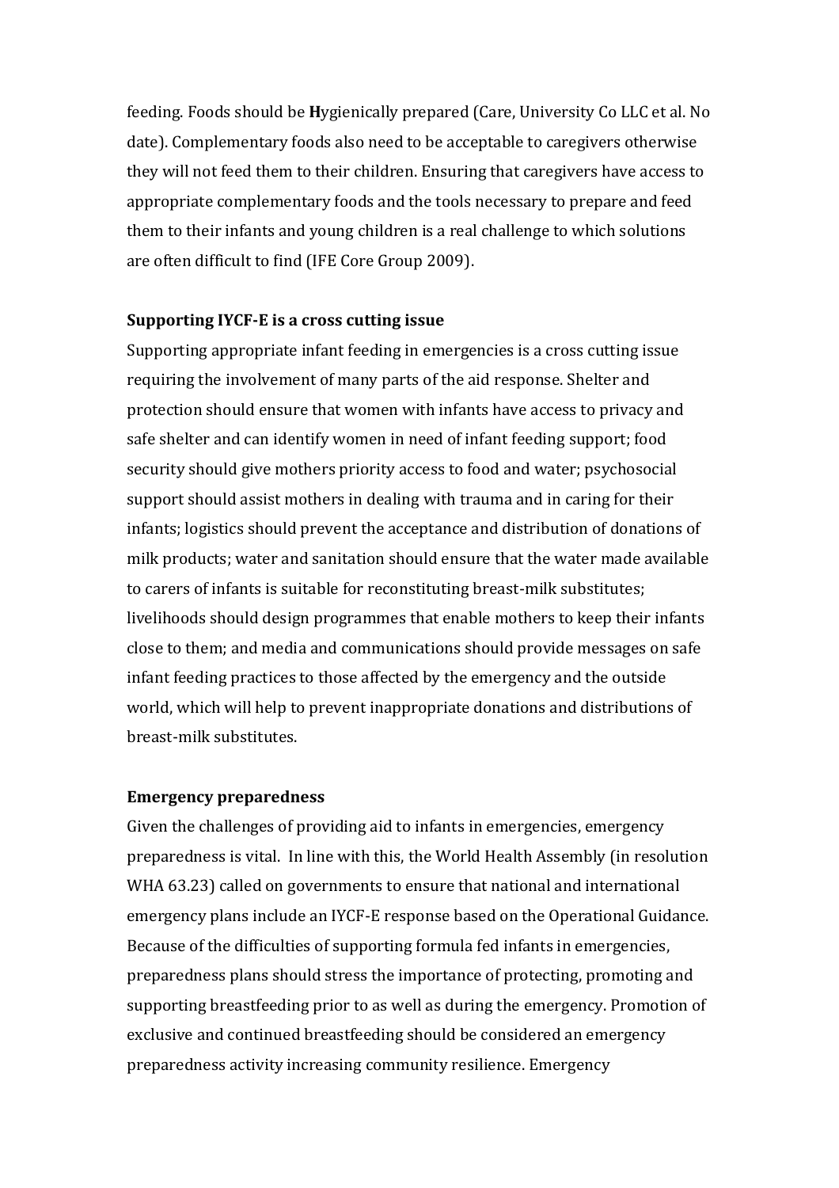feeding. Foods should be **H**ygienically prepared (Care, University Co LLC et al. No date). Complementary foods also need to be acceptable to caregivers otherwise they will not feed them to their children. Ensuring that caregivers have access to appropriate complementary foods and the tools necessary to prepare and feed them to their infants and young children is a real challenge to which solutions are often difficult to find (IFE Core Group 2009).

**Supporting IYCF-E is a cross cutting issue**

Supporting appropriate infant feeding in emergencies is a cross cutting issue requiring the involvement of many parts of the aid response. Shelter and protection should ensure that women with infants have access to privacy and safe shelter and can identify women in need of infant feeding support; food security should give mothers priority access to food and water; psychosocial support should assist mothers in dealing with trauma and in caring for their infants; logistics should prevent the acceptance and distribution of donations of milk products; water and sanitation should ensure that the water made available to carers of infants is suitable for reconstituting breast-milk substitutes; livelihoods should design programmes that enable mothers to keep their infants close to them; and media and communications should provide messages on safe infant feeding practices to those affected by the emergency and the outside world, which will help to prevent inappropriate donations and distributions of breast-milk substitutes.

**Emergency preparedness**

Given the challenges of providing aid to infants in emergencies, emergency preparedness is vital. In line with this, the World Health Assembly (in resolution WHA 63.23) called on governments to ensure that national and international emergency plans include an IYCF-E response based on the Operational Guidance. Because of the difficulties of supporting formula fed infants in emergencies, preparedness plans should stress the importance of protecting, promoting and supporting breastfeeding prior to as well as during the emergency. Promotion of exclusive and continued breastfeeding should be considered an emergency preparedness activity increasing community resilience. Emergency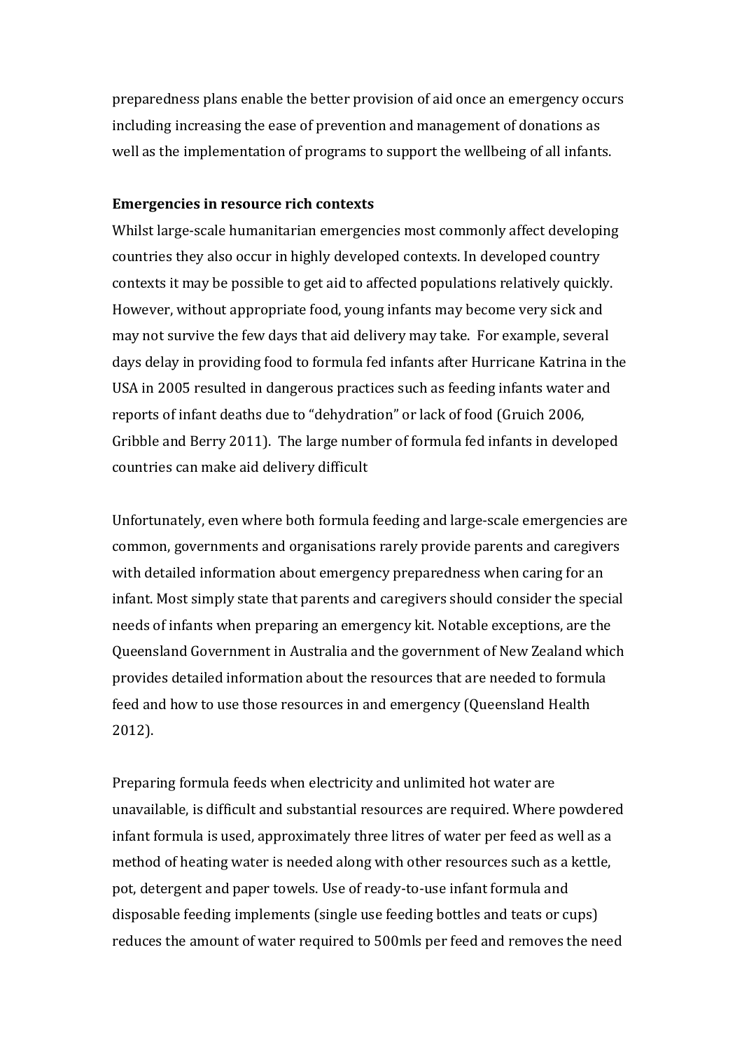preparedness plans enable the better provision of aid once an emergency occurs including increasing the ease of prevention and management of donations as well as the implementation of programs to support the wellbeing of all infants.

**Emergencies in resource rich contexts**

Whilst large-scale humanitarian emergencies most commonly affect developing countries they also occur in highly developed contexts. In developed country contexts it may be possible to get aid to affected populations relatively quickly. However, without appropriate food, young infants may become very sick and may not survive the few days that aid delivery may take. For example, several days delay in providing food to formula fed infants after Hurricane Katrina in the USA in 2005 resulted in dangerous practices such as feeding infants water and reports of infant deaths due to "dehydration" or lack of food (Gruich 2006, Gribble and Berry 2011). The large number of formula fed infants in developed countries can make aid delivery difficult

Unfortunately, even where both formula feeding and large-scale emergencies are common, governments and organisations rarely provide parents and caregivers with detailed information about emergency preparedness when caring for an infant. Most simply state that parents and caregivers should consider the special needs of infants when preparing an emergency kit. Notable exceptions, are the Queensland Government in Australia and the government of New Zealand which provides detailed information about the resources that are needed to formula feed and how to use those resources in and emergency (Queensland Health 2012).

Preparing formula feeds when electricity and unlimited hot water are unavailable, is difficult and substantial resources are required. Where powdered infant formula is used, approximately three litres of water per feed as well as a method of heating water is needed along with other resources such as a kettle, pot, detergent and paper towels. Use of ready-to-use infant formula and disposable feeding implements (single use feeding bottles and teats or cups) reduces the amount of water required to 500mls per feed and removes the need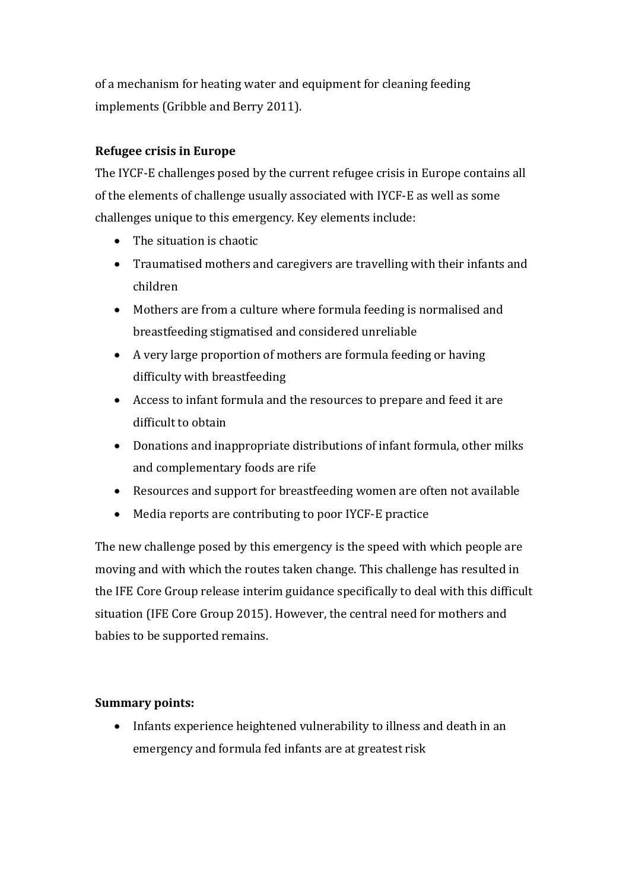of a mechanism for heating water and equipment for cleaning feeding implements (Gribble and Berry 2011).

**Refugee crisis in Europe**

The IYCF-E challenges posed by the current refugee crisis in Europe contains all of the elements of challenge usually associated with IYCF-E as well as some challenges unique to this emergency. Key elements include:

- The situation is chaotic
- Traumatised mothers and caregivers are travelling with their infants and children
- Mothers are from a culture where formula feeding is normalised and breastfeeding stigmatised and considered unreliable
- A very large proportion of mothers are formula feeding or having difficulty with breastfeeding
- Access to infant formula and the resources to prepare and feed it are difficult to obtain
- Donations and inappropriate distributions of infant formula, other milks and complementary foods are rife
- Resources and support for breastfeeding women are often not available
- Media reports are contributing to poor IYCF-E practice

The new challenge posed by this emergency is the speed with which people are moving and with which the routes taken change. This challenge has resulted in the IFE Core Group release interim guidance specifically to deal with this difficult situation (IFE Core Group 2015). However, the central need for mothers and babies to be supported remains.

**Summary points:**

- Infants experience heightened vulnerability to illness and death in an emergency and formula fed infants are at greatest risk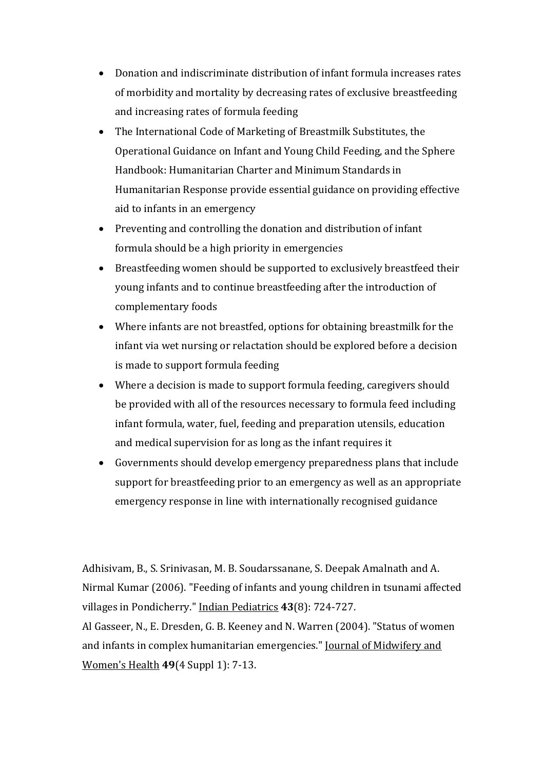- Donation and indiscriminate distribution of infant formula increases rates of morbidity and mortality by decreasing rates of exclusive breastfeeding and increasing rates of formula feeding
- The International Code of Marketing of Breastmilk Substitutes, the Operational Guidance on Infant and Young Child Feeding, and the Sphere Handbook: Humanitarian Charter and Minimum Standards in Humanitarian Response provide essential guidance on providing effective aid to infants in an emergency
- Preventing and controlling the donation and distribution of infant formula should be a high priority in emergencies
- Breastfeeding women should be supported to exclusively breastfeed their young infants and to continue breastfeeding after the introduction of complementary foods
- Where infants are not breastfed, options for obtaining breastmilk for the infant via wet nursing or relactation should be explored before a decision is made to support formula feeding
- Where a decision is made to support formula feeding, caregivers should be provided with all of the resources necessary to formula feed including infant formula, water, fuel, feeding and preparation utensils, education and medical supervision for as long as the infant requires it
- Governments should develop emergency preparedness plans that include support for breastfeeding prior to an emergency as well as an appropriate emergency response in line with internationally recognised guidance

Adhisivam, B., S. Srinivasan, M. B. Soudarssanane, S. Deepak Amalnath and A. Nirmal Kumar (2006). "Feeding of infants and young children in tsunami affected villages in Pondicherry." Indian Pediatrics **43**(8): 724-727.

Al Gasseer, N., E. Dresden, G. B. Keeney and N. Warren (2004). "Status of women and infants in complex humanitarian emergencies." Journal of Midwifery and Women's Health **49**(4 Suppl 1): 7-13.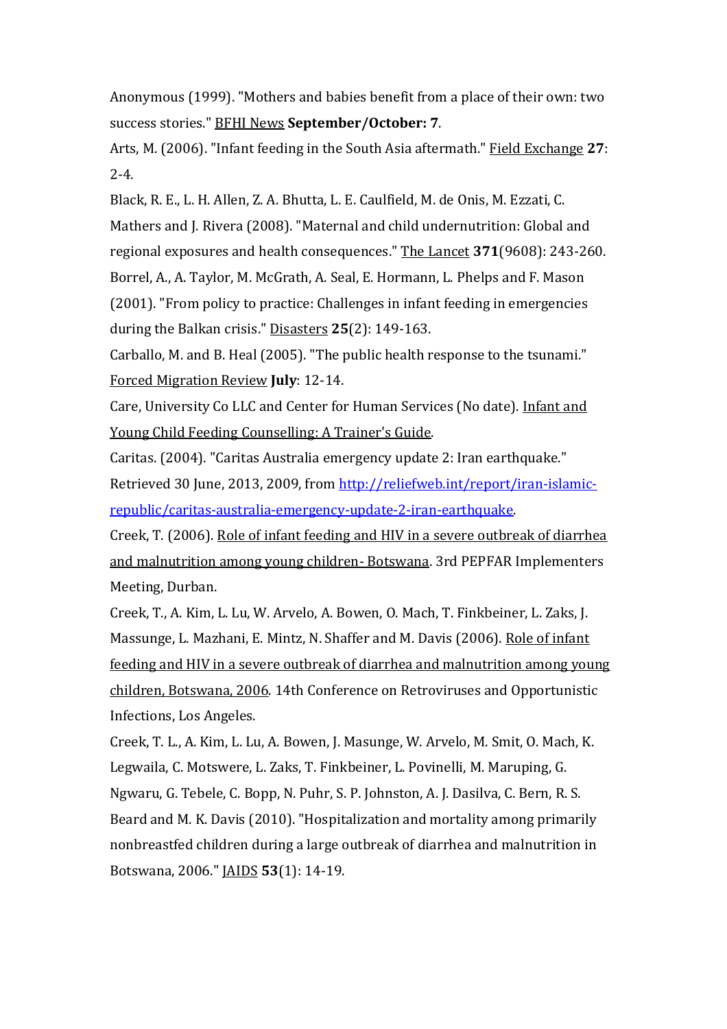Anonymous (1999). "Mothers and babies benefit from a place of their own: two success stories." BFHI News **September/October: 7**.

Arts, M. (2006). "Infant feeding in the South Asia aftermath." Field Exchange **27**: 2-4.

Black, R. E., L. H. Allen, Z. A. Bhutta, L. E. Caulfield, M. de Onis, M. Ezzati, C. Mathers and J. Rivera (2008). "Maternal and child undernutrition: Global and regional exposures and health consequences." The Lancet **371**(9608): 243-260.

Borrel, A., A. Taylor, M. McGrath, A. Seal, E. Hormann, L. Phelps and F. Mason (2001). "From policy to practice: Challenges in infant feeding in emergencies during the Balkan crisis." Disasters **25**(2): 149-163.

Carballo, M. and B. Heal (2005). "The public health response to the tsunami." Forced Migration Review **July**: 12-14.

Care, University Co LLC and Center for Human Services (No date). Infant and Young Child Feeding Counselling: A Trainer's Guide.

Caritas. (2004). "Caritas Australia emergency update 2: Iran earthquake." Retrieved 30 June, 2013, 2009, from http://reliefweb.int/report/iran-islamic-republic/caritas-australia-emergency-update-2-iran-earthquake.

Creek, T. (2006). Role of infant feeding and HIV in a severe outbreak of diarrhea and malnutrition among young children- Botswana. 3rd PEPFAR Implementers Meeting, Durban.

Creek, T., A. Kim, L. Lu, W. Arvelo, A. Bowen, O. Mach, T. Finkbeiner, L. Zaks, J. Massunge, L. Mazhani, E. Mintz, N. Shaffer and M. Davis (2006). Role of infant feeding and HIV in a severe outbreak of diarrhea and malnutrition among young children, Botswana, 2006. 14th Conference on Retroviruses and Opportunistic Infections, Los Angeles.

Creek, T. L., A. Kim, L. Lu, A. Bowen, J. Masunge, W. Arvelo, M. Smit, O. Mach, K. Legwaila, C. Motswere, L. Zaks, T. Finkbeiner, L. Povinelli, M. Maruping, G. Ngwaru, G. Tebele, C. Bopp, N. Puhr, S. P. Johnston, A. J. Dasilva, C. Bern, R. S. Beard and M. K. Davis (2010). "Hospitalization and mortality among primarily nonbreastfed children during a large outbreak of diarrhea and malnutrition in Botswana, 2006." JAIDS **53**(1): 14-19.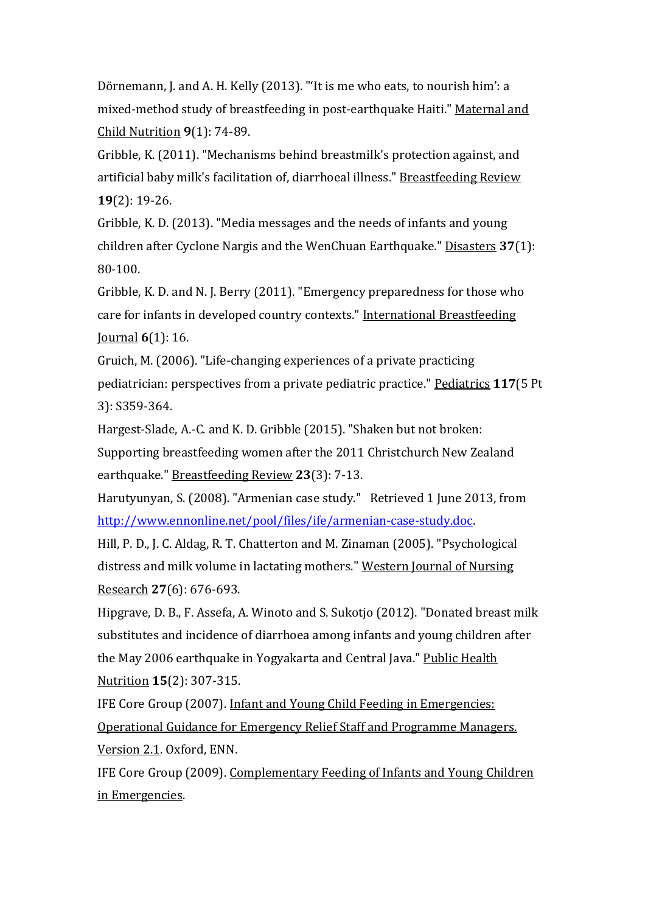Dörnemann, J. and A. H. Kelly (2013). "'It is me who eats, to nourish him': a mixed-method study of breastfeeding in post-earthquake Haiti." Maternal and Child Nutrition **9**(1): 74-89.

Gribble, K. (2011). "Mechanisms behind breastmilk's protection against, and artificial baby milk's facilitation of, diarrhoeal illness." Breastfeeding Review **19**(2): 19-26.

Gribble, K. D. (2013). "Media messages and the needs of infants and young children after Cyclone Nargis and the WenChuan Earthquake." Disasters **37**(1): 80-100.

Gribble, K. D. and N. J. Berry (2011). "Emergency preparedness for those who care for infants in developed country contexts." International Breastfeeding Journal **6**(1): 16.

Gruich, M. (2006). "Life-changing experiences of a private practicing pediatrician: perspectives from a private pediatric practice." Pediatrics **117**(5 Pt 3): S359-364.

Hargest-Slade, A.-C. and K. D. Gribble (2015). "Shaken but not broken: Supporting breastfeeding women after the 2011 Christchurch New Zealand earthquake." Breastfeeding Review **23**(3): 7-13.

Harutyunyan, S. (2008). "Armenian case study." Retrieved 1 June 2013, from http://www.ennonline.net/pool/files/ife/armenian-case-study.doc.

Hill, P. D., J. C. Aldag, R. T. Chatterton and M. Zinaman (2005). "Psychological distress and milk volume in lactating mothers." Western Journal of Nursing Research **27**(6): 676-693.

Hipgrave, D. B., F. Assefa, A. Winoto and S. Sukotjo (2012). "Donated breast milk substitutes and incidence of diarrhoea among infants and young children after the May 2006 earthquake in Yogyakarta and Central Java." Public Health Nutrition **15**(2): 307-315.

IFE Core Group (2007). Infant and Young Child Feeding in Emergencies: Operational Guidance for Emergency Relief Staff and Programme Managers. Version 2.1. Oxford, ENN.

IFE Core Group (2009). Complementary Feeding of Infants and Young Children in Emergencies.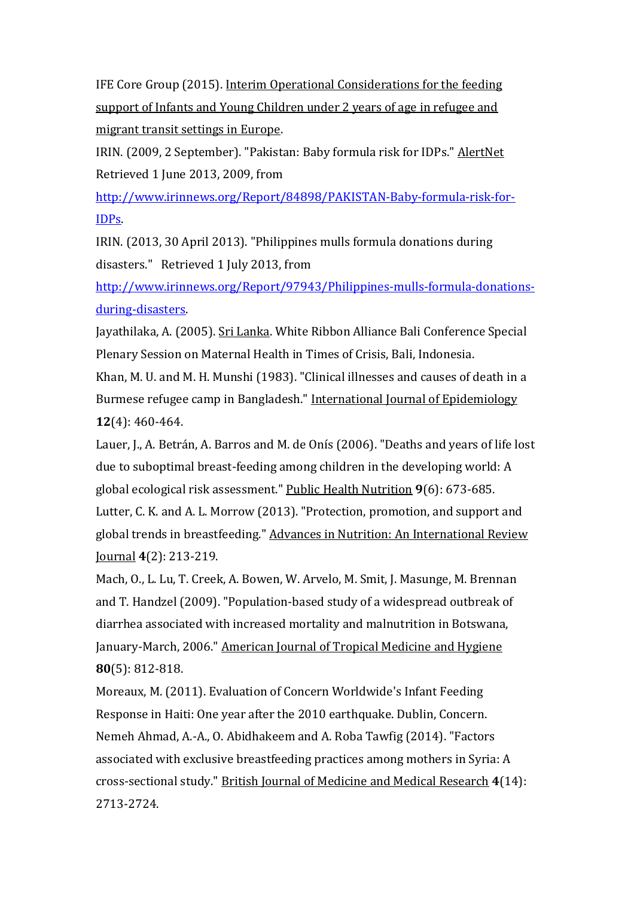IFE Core Group (2015). Interim Operational Considerations for the feeding support of Infants and Young Children under 2 years of age in refugee and migrant transit settings in Europe.

IRIN. (2009, 2 September). "Pakistan: Baby formula risk for IDPs." AlertNet Retrieved 1 June 2013, 2009, from http://www.irinnews.org/Report/84898/PAKISTAN-Baby-formula-risk-for-IDPs.

IRIN. (2013, 30 April 2013). "Philippines mulls formula donations during disasters."  Retrieved 1 July 2013, from http://www.irinnews.org/Report/97943/Philippines-mulls-formula-donations-during-disasters.

Jayathilaka, A. (2005). Sri Lanka. White Ribbon Alliance Bali Conference Special Plenary Session on Maternal Health in Times of Crisis, Bali, Indonesia.

Khan, M. U. and M. H. Munshi (1983). "Clinical illnesses and causes of death in a Burmese refugee camp in Bangladesh." International Journal of Epidemiology **12**(4): 460-464.

Lauer, J., A. Betrán, A. Barros and M. de Onís (2006). "Deaths and years of life lost due to suboptimal breast-feeding among children in the developing world: A global ecological risk assessment." Public Health Nutrition **9**(6): 673-685.

Lutter, C. K. and A. L. Morrow (2013). "Protection, promotion, and support and global trends in breastfeeding." Advances in Nutrition: An International Review Journal **4**(2): 213-219.

Mach, O., L. Lu, T. Creek, A. Bowen, W. Arvelo, M. Smit, J. Masunge, M. Brennan and T. Handzel (2009). "Population-based study of a widespread outbreak of diarrhea associated with increased mortality and malnutrition in Botswana, January-March, 2006." American Journal of Tropical Medicine and Hygiene **80**(5): 812-818.

Moreaux, M. (2011). Evaluation of Concern Worldwide's Infant Feeding Response in Haiti: One year after the 2010 earthquake. Dublin, Concern.

Nemeh Ahmad, A.-A., O. Abidhakeem and A. Roba Tawfig (2014). "Factors associated with exclusive breastfeeding practices among mothers in Syria: A cross-sectional study." British Journal of Medicine and Medical Research **4**(14): 2713-2724.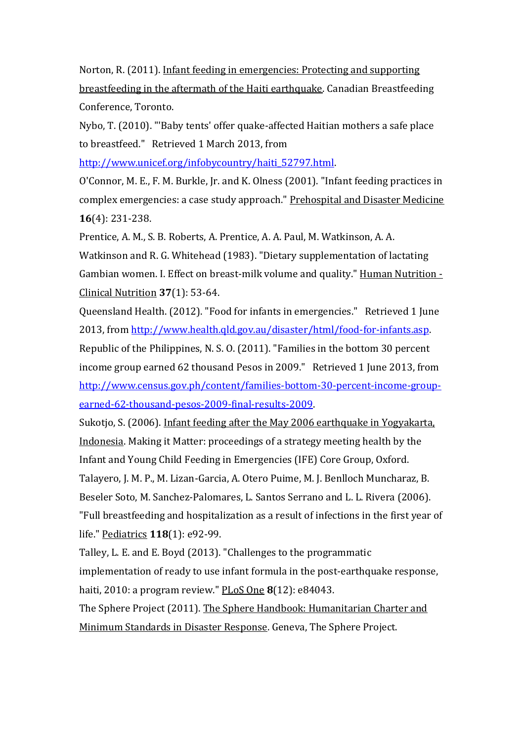Norton, R. (2011). Infant feeding in emergencies: Protecting and supporting breastfeeding in the aftermath of the Haiti earthquake. Canadian Breastfeeding Conference, Toronto.

Nybo, T. (2010). "'Baby tents' offer quake-affected Haitian mothers a safe place to breastfeed." Retrieved 1 March 2013, from http://www.unicef.org/infobycountry/haiti_52797.html.

O'Connor, M. E., F. M. Burkle, Jr. and K. Olness (2001). "Infant feeding practices in complex emergencies: a case study approach." Prehospital and Disaster Medicine **16**(4): 231-238.

Prentice, A. M., S. B. Roberts, A. Prentice, A. A. Paul, M. Watkinson, A. A. Watkinson and R. G. Whitehead (1983). "Dietary supplementation of lactating Gambian women. I. Effect on breast-milk volume and quality." Human Nutrition - Clinical Nutrition **37**(1): 53-64.

Queensland Health. (2012). "Food for infants in emergencies." Retrieved 1 June 2013, from http://www.health.qld.gov.au/disaster/html/food-for-infants.asp.

Republic of the Philippines, N. S. O. (2011). "Families in the bottom 30 percent income group earned 62 thousand Pesos in 2009." Retrieved 1 June 2013, from http://www.census.gov.ph/content/families-bottom-30-percent-income-group-earned-62-thousand-pesos-2009-final-results-2009.

Sukotjo, S. (2006). Infant feeding after the May 2006 earthquake in Yogyakarta, Indonesia. Making it Matter: proceedings of a strategy meeting health by the Infant and Young Child Feeding in Emergencies (IFE) Core Group, Oxford.

Talayero, J. M. P., M. Lizan-Garcia, A. Otero Puime, M. J. Benlloch Muncharaz, B. Beseler Soto, M. Sanchez-Palomares, L. Santos Serrano and L. L. Rivera (2006). "Full breastfeeding and hospitalization as a result of infections in the first year of life." Pediatrics **118**(1): e92-99.

Talley, L. E. and E. Boyd (2013). "Challenges to the programmatic implementation of ready to use infant formula in the post-earthquake response, haiti, 2010: a program review." PLoS One **8**(12): e84043.

The Sphere Project (2011). The Sphere Handbook: Humanitarian Charter and Minimum Standards in Disaster Response. Geneva, The Sphere Project.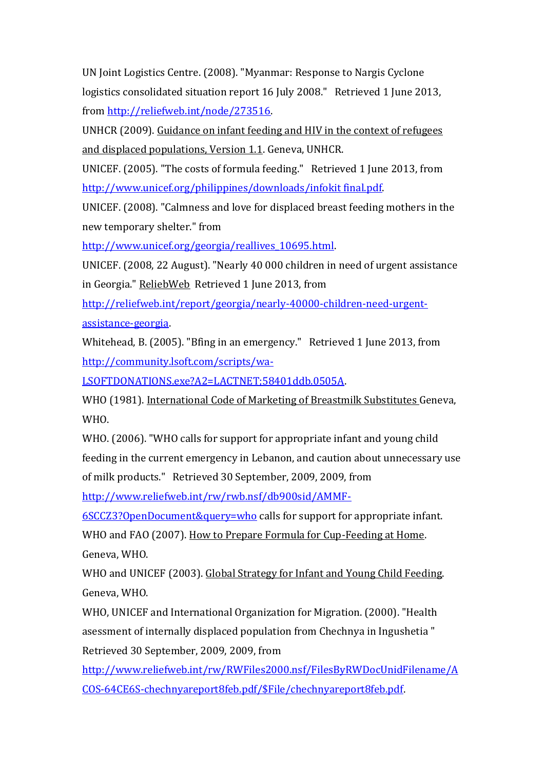UN Joint Logistics Centre. (2008). "Myanmar: Response to Nargis Cyclone logistics consolidated situation report 16 July 2008." Retrieved 1 June 2013, from http://reliefweb.int/node/273516.

UNHCR (2009). Guidance on infant feeding and HIV in the context of refugees and displaced populations, Version 1.1. Geneva, UNHCR.

UNICEF. (2005). "The costs of formula feeding." Retrieved 1 June 2013, from http://www.unicef.org/philippines/downloads/infokit final.pdf.

UNICEF. (2008). "Calmness and love for displaced breast feeding mothers in the new temporary shelter." from http://www.unicef.org/georgia/reallives_10695.html.

UNICEF. (2008, 22 August). "Nearly 40 000 children in need of urgent assistance in Georgia." ReliebWeb Retrieved 1 June 2013, from http://reliefweb.int/report/georgia/nearly-40000-children-need-urgent-assistance-georgia.

Whitehead, B. (2005). "Bfing in an emergency." Retrieved 1 June 2013, from http://community.lsoft.com/scripts/wa-LSOFTDONATIONS.exe?A2=LACTNET;58401ddb.0505A.

WHO (1981). International Code of Marketing of Breastmilk Substitutes Geneva, WHO.

WHO. (2006). "WHO calls for support for appropriate infant and young child feeding in the current emergency in Lebanon, and caution about unnecessary use of milk products." Retrieved 30 September, 2009, 2009, from http://www.reliefweb.int/rw/rwb.nsf/db900sid/AMMF-6SCCZ3?OpenDocument&query=who calls for support for appropriate infant.

WHO and FAO (2007). How to Prepare Formula for Cup-Feeding at Home. Geneva, WHO.

WHO and UNICEF (2003). Global Strategy for Infant and Young Child Feeding. Geneva, WHO.

WHO, UNICEF and International Organization for Migration. (2000). "Health asessment of internally displaced population from Chechnya in Ingushetia " Retrieved 30 September, 2009, 2009, from http://www.reliefweb.int/rw/RWFiles2000.nsf/FilesByRWDocUnidFilename/ACOS-64CE6S-chechnyareport8feb.pdf/$File/chechnyareport8feb.pdf.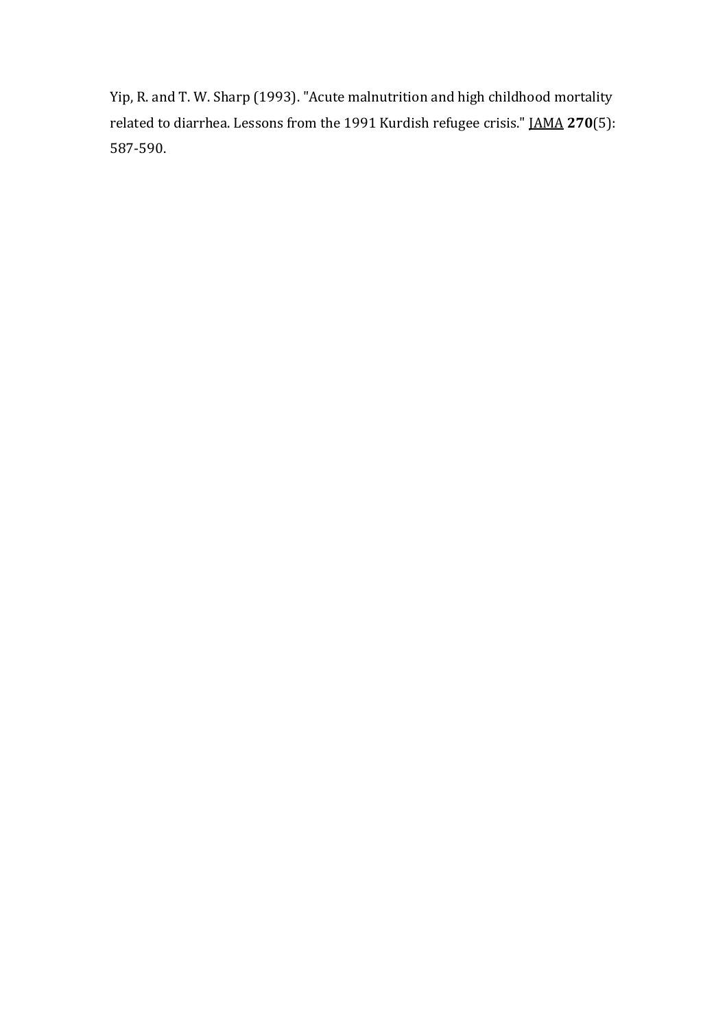Yip, R. and T. W. Sharp (1993). "Acute malnutrition and high childhood mortality related to diarrhea. Lessons from the 1991 Kurdish refugee crisis." JAMA **270**(5): 587-590.